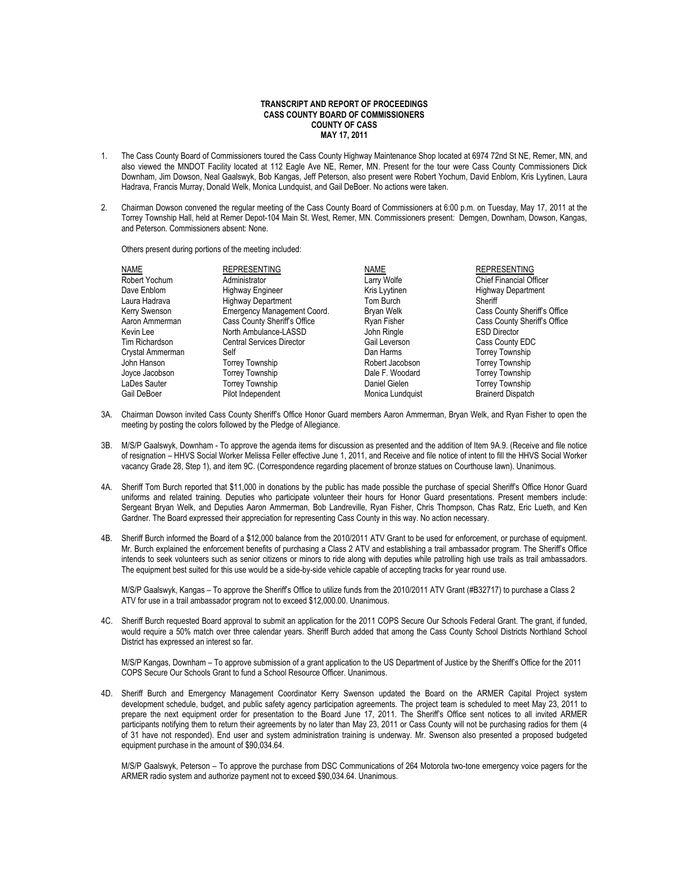**TRANSCRIPT AND REPORT OF PROCEEDINGS**
**CASS COUNTY BOARD OF COMMISSIONERS**
**COUNTY OF CASS**
**MAY 17, 2011**

1. The Cass County Board of Commissioners toured the Cass County Highway Maintenance Shop located at 6974 72nd St NE, Remer, MN, and also viewed the MNDOT Facility located at 112 Eagle Ave NE, Remer, MN. Present for the tour were Cass County Commissioners Dick Downham, Jim Dowson, Neal Gaalswyk, Bob Kangas, Jeff Peterson, also present were Robert Yochum, David Enblom, Kris Lyytinen, Laura Hadrava, Francis Murray, Donald Welk, Monica Lundquist, and Gail DeBoer. No actions were taken.

2. Chairman Dowson convened the regular meeting of the Cass County Board of Commissioners at 6:00 p.m. on Tuesday, May 17, 2011 at the Torrey Township Hall, held at Remer Depot-104 Main St. West, Remer, MN. Commissioners present: Demgen, Downham, Dowson, Kangas, and Peterson. Commissioners absent: None.

   Others present during portions of the meeting included:

| NAME | REPRESENTING | NAME | REPRESENTING |
|---|---|---|---|
| Robert Yochum | Administrator | Larry Wolfe | Chief Financial Officer |
| Dave Enblom | Highway Engineer | Kris Lyytinen | Highway Department |
| Laura Hadrava | Highway Department | Tom Burch | Sheriff |
| Kerry Swenson | Emergency Management Coord. | Bryan Welk | Cass County Sheriff's Office |
| Aaron Ammerman | Cass County Sheriff's Office | Ryan Fisher | Cass County Sheriff's Office |
| Kevin Lee | North Ambulance-LASSD | John Ringle | ESD Director |
| Tim Richardson | Central Services Director | Gail Leverson | Cass County EDC |
| Crystal Ammerman | Self | Dan Harms | Torrey Township |
| John Hanson | Torrey Township | Robert Jacobson | Torrey Township |
| Joyce Jacobson | Torrey Township | Dale F. Woodard | Torrey Township |
| LaDes Sauter | Torrey Township | Daniel Gielen | Torrey Township |
| Gail DeBoer | Pilot Independent | Monica Lundquist | Brainerd Dispatch |

3A. Chairman Dowson invited Cass County Sheriff's Office Honor Guard members Aaron Ammerman, Bryan Welk, and Ryan Fisher to open the meeting by posting the colors followed by the Pledge of Allegiance.

3B. M/S/P Gaalswyk, Downham - To approve the agenda items for discussion as presented and the addition of Item 9A.9. (Receive and file notice of resignation – HHVS Social Worker Melissa Feller effective June 1, 2011, and Receive and file notice of intent to fill the HHVS Social Worker vacancy Grade 28, Step 1), and item 9C. (Correspondence regarding placement of bronze statues on Courthouse lawn). Unanimous.

4A. Sheriff Tom Burch reported that $11,000 in donations by the public has made possible the purchase of special Sheriff's Office Honor Guard uniforms and related training. Deputies who participate volunteer their hours for Honor Guard presentations. Present members include: Sergeant Bryan Welk, and Deputies Aaron Ammerman, Bob Landreville, Ryan Fisher, Chris Thompson, Chas Ratz, Eric Lueth, and Ken Gardner. The Board expressed their appreciation for representing Cass County in this way. No action necessary.

4B. Sheriff Burch informed the Board of a $12,000 balance from the 2010/2011 ATV Grant to be used for enforcement, or purchase of equipment. Mr. Burch explained the enforcement benefits of purchasing a Class 2 ATV and establishing a trail ambassador program. The Sheriff's Office intends to seek volunteers such as senior citizens or minors to ride along with deputies while patrolling high use trails as trail ambassadors. The equipment best suited for this use would be a side-by-side vehicle capable of accepting tracks for year round use.

    M/S/P Gaalswyk, Kangas – To approve the Sheriff's Office to utilize funds from the 2010/2011 ATV Grant (#B32717) to purchase a Class 2 ATV for use in a trail ambassador program not to exceed $12,000.00. Unanimous.

4C. Sheriff Burch requested Board approval to submit an application for the 2011 COPS Secure Our Schools Federal Grant. The grant, if funded, would require a 50% match over three calendar years. Sheriff Burch added that among the Cass County School Districts Northland School District has expressed an interest so far.

    M/S/P Kangas, Downham – To approve submission of a grant application to the US Department of Justice by the Sheriff's Office for the 2011 COPS Secure Our Schools Grant to fund a School Resource Officer. Unanimous.

4D. Sheriff Burch and Emergency Management Coordinator Kerry Swenson updated the Board on the ARMER Capital Project system development schedule, budget, and public safety agency participation agreements. The project team is scheduled to meet May 23, 2011 to prepare the next equipment order for presentation to the Board June 17, 2011. The Sheriff's Office sent notices to all invited ARMER participants notifying them to return their agreements by no later than May 23, 2011 or Cass County will not be purchasing radios for them (4 of 31 have not responded). End user and system administration training is underway. Mr. Swenson also presented a proposed budgeted equipment purchase in the amount of $90,034.64.

    M/S/P Gaalswyk, Peterson – To approve the purchase from DSC Communications of 264 Motorola two-tone emergency voice pagers for the ARMER radio system and authorize payment not to exceed $90,034.64. Unanimous.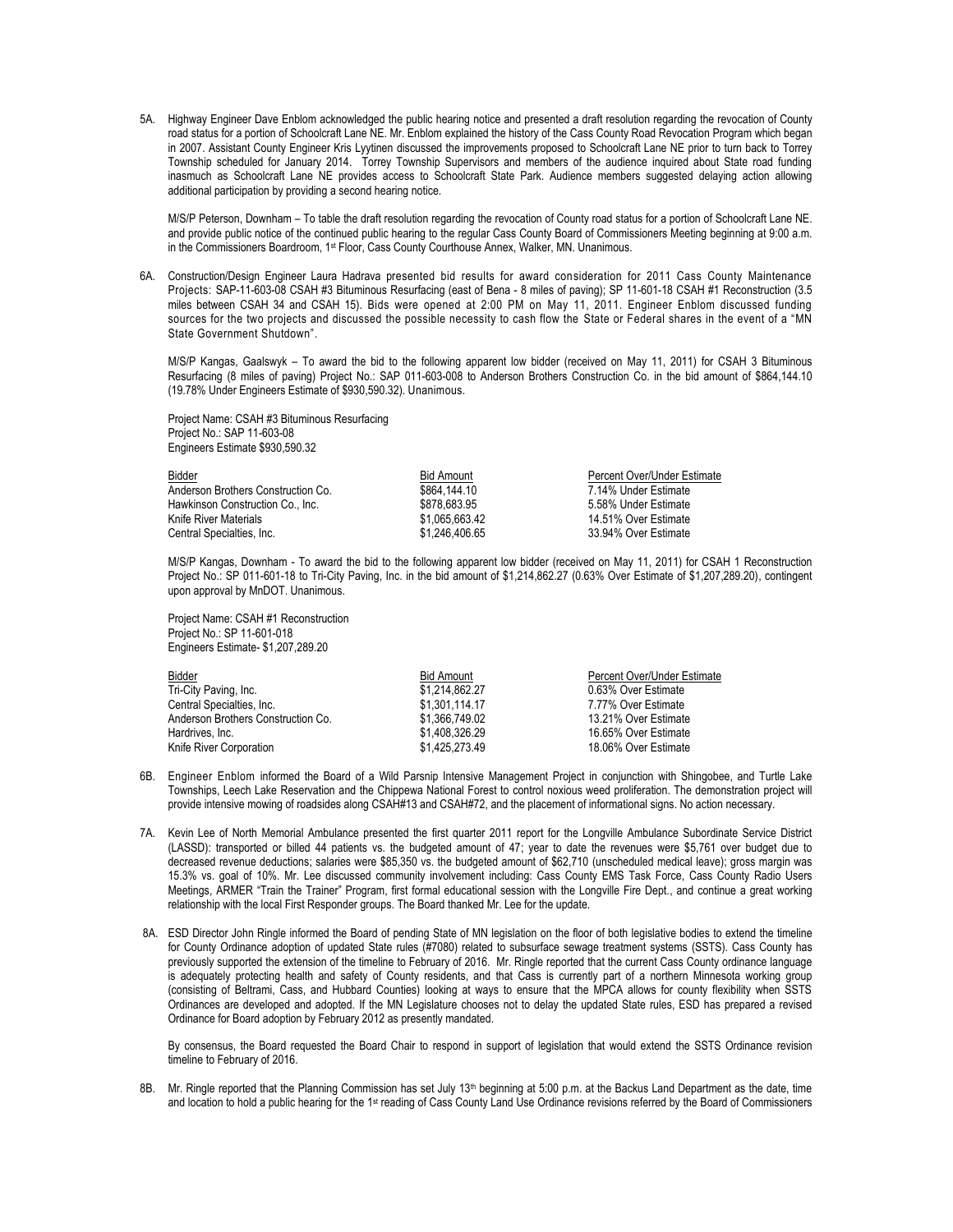5A. Highway Engineer Dave Enblom acknowledged the public hearing notice and presented a draft resolution regarding the revocation of County road status for a portion of Schoolcraft Lane NE. Mr. Enblom explained the history of the Cass County Road Revocation Program which began in 2007. Assistant County Engineer Kris Lyytinen discussed the improvements proposed to Schoolcraft Lane NE prior to turn back to Torrey Township scheduled for January 2014. Torrey Township Supervisors and members of the audience inquired about State road funding inasmuch as Schoolcraft Lane NE provides access to Schoolcraft State Park. Audience members suggested delaying action allowing additional participation by providing a second hearing notice.

M/S/P Peterson, Downham – To table the draft resolution regarding the revocation of County road status for a portion of Schoolcraft Lane NE. and provide public notice of the continued public hearing to the regular Cass County Board of Commissioners Meeting beginning at 9:00 a.m. in the Commissioners Boardroom, 1st Floor, Cass County Courthouse Annex, Walker, MN. Unanimous.

6A. Construction/Design Engineer Laura Hadrava presented bid results for award consideration for 2011 Cass County Maintenance Projects: SAP-11-603-08 CSAH #3 Bituminous Resurfacing (east of Bena - 8 miles of paving); SP 11-601-18 CSAH #1 Reconstruction (3.5 miles between CSAH 34 and CSAH 15). Bids were opened at 2:00 PM on May 11, 2011. Engineer Enblom discussed funding sources for the two projects and discussed the possible necessity to cash flow the State or Federal shares in the event of a "MN State Government Shutdown".

M/S/P Kangas, Gaalswyk – To award the bid to the following apparent low bidder (received on May 11, 2011) for CSAH 3 Bituminous Resurfacing (8 miles of paving) Project No.: SAP 011-603-008 to Anderson Brothers Construction Co. in the bid amount of $864,144.10 (19.78% Under Engineers Estimate of $930,590.32). Unanimous.

Project Name: CSAH #3 Bituminous Resurfacing
Project No.: SAP 11-603-08
Engineers Estimate $930,590.32

| Bidder | Bid Amount | Percent Over/Under Estimate |
|---|---|---|
| Anderson Brothers Construction Co. | $864,144.10 | 7.14% Under Estimate |
| Hawkinson Construction Co., Inc. | $878,683.95 | 5.58% Under Estimate |
| Knife River Materials | $1,065,663.42 | 14.51% Over Estimate |
| Central Specialties, Inc. | $1,246,406.65 | 33.94% Over Estimate |

M/S/P Kangas, Downham - To award the bid to the following apparent low bidder (received on May 11, 2011) for CSAH 1 Reconstruction Project No.: SP 011-601-18 to Tri-City Paving, Inc. in the bid amount of $1,214,862.27 (0.63% Over Estimate of $1,207,289.20), contingent upon approval by MnDOT. Unanimous.

Project Name: CSAH #1 Reconstruction
Project No.: SP 11-601-018
Engineers Estimate- $1,207,289.20

| Bidder | Bid Amount | Percent Over/Under Estimate |
|---|---|---|
| Tri-City Paving, Inc. | $1,214,862.27 | 0.63% Over Estimate |
| Central Specialties, Inc. | $1,301,114.17 | 7.77% Over Estimate |
| Anderson Brothers Construction Co. | $1,366,749.02 | 13.21% Over Estimate |
| Hardrives, Inc. | $1,408,326.29 | 16.65% Over Estimate |
| Knife River Corporation | $1,425,273.49 | 18.06% Over Estimate |

6B. Engineer Enblom informed the Board of a Wild Parsnip Intensive Management Project in conjunction with Shingobee, and Turtle Lake Townships, Leech Lake Reservation and the Chippewa National Forest to control noxious weed proliferation. The demonstration project will provide intensive mowing of roadsides along CSAH#13 and CSAH#72, and the placement of informational signs. No action necessary.

7A. Kevin Lee of North Memorial Ambulance presented the first quarter 2011 report for the Longville Ambulance Subordinate Service District (LASSD): transported or billed 44 patients vs. the budgeted amount of 47; year to date the revenues were $5,761 over budget due to decreased revenue deductions; salaries were $85,350 vs. the budgeted amount of $62,710 (unscheduled medical leave); gross margin was 15.3% vs. goal of 10%. Mr. Lee discussed community involvement including: Cass County EMS Task Force, Cass County Radio Users Meetings, ARMER "Train the Trainer" Program, first formal educational session with the Longville Fire Dept., and continue a great working relationship with the local First Responder groups. The Board thanked Mr. Lee for the update.

8A. ESD Director John Ringle informed the Board of pending State of MN legislation on the floor of both legislative bodies to extend the timeline for County Ordinance adoption of updated State rules (#7080) related to subsurface sewage treatment systems (SSTS). Cass County has previously supported the extension of the timeline to February of 2016. Mr. Ringle reported that the current Cass County ordinance language is adequately protecting health and safety of County residents, and that Cass is currently part of a northern Minnesota working group (consisting of Beltrami, Cass, and Hubbard Counties) looking at ways to ensure that the MPCA allows for county flexibility when SSTS Ordinances are developed and adopted. If the MN Legislature chooses not to delay the updated State rules, ESD has prepared a revised Ordinance for Board adoption by February 2012 as presently mandated.

By consensus, the Board requested the Board Chair to respond in support of legislation that would extend the SSTS Ordinance revision timeline to February of 2016.

8B. Mr. Ringle reported that the Planning Commission has set July 13th beginning at 5:00 p.m. at the Backus Land Department as the date, time and location to hold a public hearing for the 1st reading of Cass County Land Use Ordinance revisions referred by the Board of Commissioners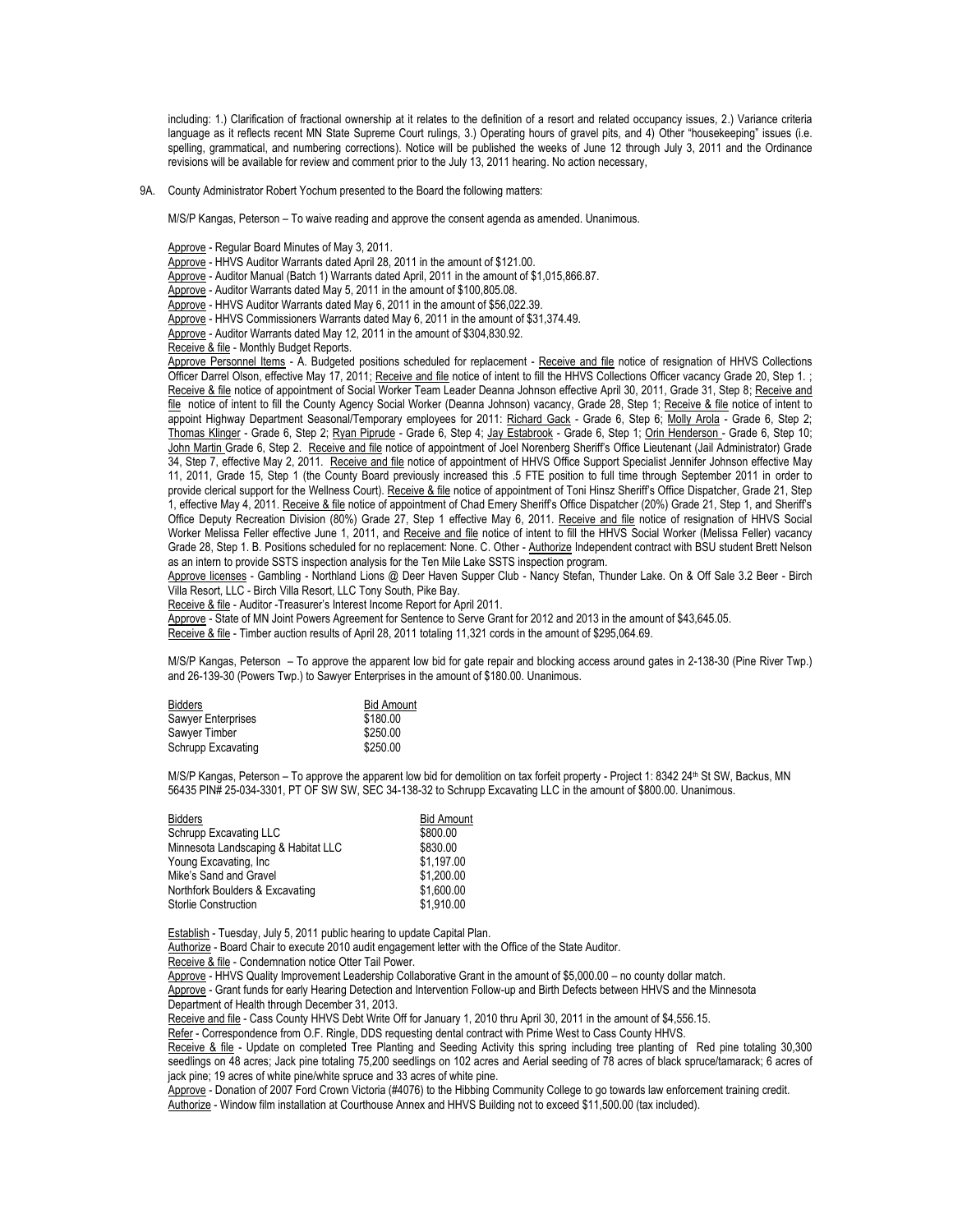including: 1.) Clarification of fractional ownership at it relates to the definition of a resort and related occupancy issues, 2.) Variance criteria language as it reflects recent MN State Supreme Court rulings, 3.) Operating hours of gravel pits, and 4) Other "housekeeping" issues (i.e. spelling, grammatical, and numbering corrections). Notice will be published the weeks of June 12 through July 3, 2011 and the Ordinance revisions will be available for review and comment prior to the July 13, 2011 hearing. No action necessary,

9A. County Administrator Robert Yochum presented to the Board the following matters:

M/S/P Kangas, Peterson – To waive reading and approve the consent agenda as amended. Unanimous.

Approve - Regular Board Minutes of May 3, 2011.
Approve - HHVS Auditor Warrants dated April 28, 2011 in the amount of $121.00.
Approve - Auditor Manual (Batch 1) Warrants dated April, 2011 in the amount of $1,015,866.87.
Approve - Auditor Warrants dated May 5, 2011 in the amount of $100,805.08.
Approve - HHVS Auditor Warrants dated May 6, 2011 in the amount of $56,022.39.
Approve - HHVS Commissioners Warrants dated May 6, 2011 in the amount of $31,374.49.
Approve - Auditor Warrants dated May 12, 2011 in the amount of $304,830.92.
Receive & file - Monthly Budget Reports.
Approve Personnel Items - A. Budgeted positions scheduled for replacement - Receive and file notice of resignation of HHVS Collections Officer Darrel Olson, effective May 17, 2011; Receive and file notice of intent to fill the HHVS Collections Officer vacancy Grade 20, Step 1. ; Receive & file notice of appointment of Social Worker Team Leader Deanna Johnson effective April 30, 2011, Grade 31, Step 8; Receive and file notice of intent to fill the County Agency Social Worker (Deanna Johnson) vacancy, Grade 28, Step 1; Receive & file notice of intent to appoint Highway Department Seasonal/Temporary employees for 2011: Richard Gack - Grade 6, Step 6; Molly Arola - Grade 6, Step 2; Thomas Klinger - Grade 6, Step 2; Ryan Piprude - Grade 6, Step 4; Jay Estabrook - Grade 6, Step 1; Orin Henderson - Grade 6, Step 10; John Martin Grade 6, Step 2. Receive and file notice of appointment of Joel Norenberg Sheriff's Office Lieutenant (Jail Administrator) Grade 34, Step 7, effective May 2, 2011. Receive and file notice of appointment of HHVS Office Support Specialist Jennifer Johnson effective May 11, 2011, Grade 15, Step 1 (the County Board previously increased this .5 FTE position to full time through September 2011 in order to provide clerical support for the Wellness Court). Receive & file notice of appointment of Toni Hinsz Sheriff's Office Dispatcher, Grade 21, Step 1, effective May 4, 2011. Receive & file notice of appointment of Chad Emery Sheriff's Office Dispatcher (20%) Grade 21, Step 1, and Sheriff's Office Deputy Recreation Division (80%) Grade 27, Step 1 effective May 6, 2011. Receive and file notice of resignation of HHVS Social Worker Melissa Feller effective June 1, 2011, and Receive and file notice of intent to fill the HHVS Social Worker (Melissa Feller) vacancy Grade 28, Step 1. B. Positions scheduled for no replacement: None. C. Other - Authorize Independent contract with BSU student Brett Nelson as an intern to provide SSTS inspection analysis for the Ten Mile Lake SSTS inspection program.
Approve licenses - Gambling - Northland Lions @ Deer Haven Supper Club - Nancy Stefan, Thunder Lake. On & Off Sale 3.2 Beer - Birch Villa Resort, LLC - Birch Villa Resort, LLC Tony South, Pike Bay.
Receive & file - Auditor -Treasurer's Interest Income Report for April 2011.
Approve - State of MN Joint Powers Agreement for Sentence to Serve Grant for 2012 and 2013 in the amount of $43,645.05.
Receive & file - Timber auction results of April 28, 2011 totaling 11,321 cords in the amount of $295,064.69.

M/S/P Kangas, Peterson – To approve the apparent low bid for gate repair and blocking access around gates in 2-138-30 (Pine River Twp.) and 26-139-30 (Powers Twp.) to Sawyer Enterprises in the amount of $180.00. Unanimous.

| Bidders | Bid Amount |
|---|---|
| Sawyer Enterprises | $180.00 |
| Sawyer Timber | $250.00 |
| Schrupp Excavating | $250.00 |

M/S/P Kangas, Peterson – To approve the apparent low bid for demolition on tax forfeit property - Project 1: 8342 24th St SW, Backus, MN 56435 PIN# 25-034-3301, PT OF SW SW, SEC 34-138-32 to Schrupp Excavating LLC in the amount of $800.00. Unanimous.

| Bidders | Bid Amount |
|---|---|
| Schrupp Excavating LLC | $800.00 |
| Minnesota Landscaping & Habitat LLC | $830.00 |
| Young Excavating, Inc | $1,197.00 |
| Mike's Sand and Gravel | $1,200.00 |
| Northfork Boulders & Excavating | $1,600.00 |
| Storlie Construction | $1,910.00 |

Establish - Tuesday, July 5, 2011 public hearing to update Capital Plan.
Authorize - Board Chair to execute 2010 audit engagement letter with the Office of the State Auditor.
Receive & file - Condemnation notice Otter Tail Power.
Approve - HHVS Quality Improvement Leadership Collaborative Grant in the amount of $5,000.00 – no county dollar match.
Approve - Grant funds for early Hearing Detection and Intervention Follow-up and Birth Defects between HHVS and the Minnesota Department of Health through December 31, 2013.
Receive and file - Cass County HHVS Debt Write Off for January 1, 2010 thru April 30, 2011 in the amount of $4,556.15.
Refer - Correspondence from O.F. Ringle, DDS requesting dental contract with Prime West to Cass County HHVS.
Receive & file - Update on completed Tree Planting and Seeding Activity this spring including tree planting of Red pine totaling 30,300 seedlings on 48 acres; Jack pine totaling 75,200 seedlings on 102 acres and Aerial seeding of 78 acres of black spruce/tamarack; 6 acres of jack pine; 19 acres of white pine/white spruce and 33 acres of white pine.
Approve - Donation of 2007 Ford Crown Victoria (#4076) to the Hibbing Community College to go towards law enforcement training credit.
Authorize - Window film installation at Courthouse Annex and HHVS Building not to exceed $11,500.00 (tax included).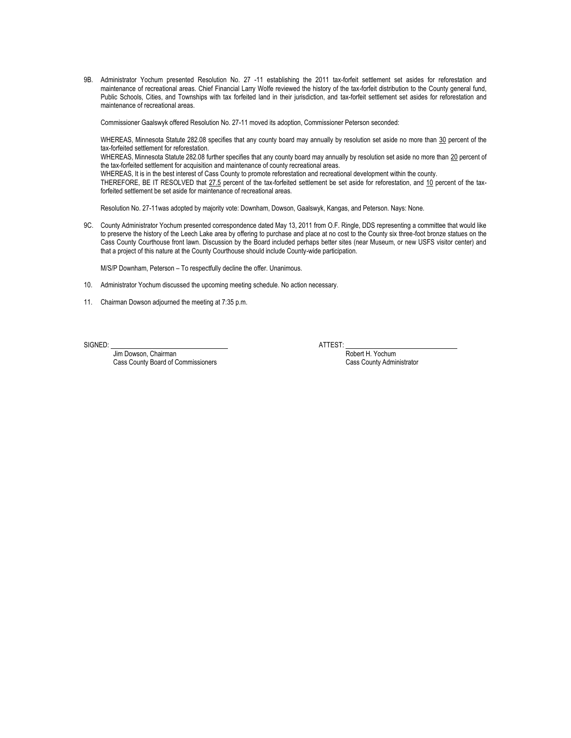9B. Administrator Yochum presented Resolution No. 27 -11 establishing the 2011 tax-forfeit settlement set asides for reforestation and maintenance of recreational areas. Chief Financial Larry Wolfe reviewed the history of the tax-forfeit distribution to the County general fund, Public Schools, Cities, and Townships with tax forfeited land in their jurisdiction, and tax-forfeit settlement set asides for reforestation and maintenance of recreational areas.

Commissioner Gaalswyk offered Resolution No. 27-11 moved its adoption, Commissioner Peterson seconded:

WHEREAS, Minnesota Statute 282.08 specifies that any county board may annually by resolution set aside no more than 30 percent of the tax-forfeited settlement for reforestation.
WHEREAS, Minnesota Statute 282.08 further specifies that any county board may annually by resolution set aside no more than 20 percent of the tax-forfeited settlement for acquisition and maintenance of county recreational areas.
WHEREAS, It is in the best interest of Cass County to promote reforestation and recreational development within the county.
THEREFORE, BE IT RESOLVED that 27.5 percent of the tax-forfeited settlement be set aside for reforestation, and 10 percent of the tax-forfeited settlement be set aside for maintenance of recreational areas.

Resolution No. 27-11was adopted by majority vote: Downham, Dowson, Gaalswyk, Kangas, and Peterson. Nays: None.

9C. County Administrator Yochum presented correspondence dated May 13, 2011 from O.F. Ringle, DDS representing a committee that would like to preserve the history of the Leech Lake area by offering to purchase and place at no cost to the County six three-foot bronze statues on the Cass County Courthouse front lawn. Discussion by the Board included perhaps better sites (near Museum, or new USFS visitor center) and that a project of this nature at the County Courthouse should include County-wide participation.

M/S/P Downham, Peterson – To respectfully decline the offer. Unanimous.

10. Administrator Yochum discussed the upcoming meeting schedule. No action necessary.

11. Chairman Dowson adjourned the meeting at 7:35 p.m.

SIGNED: ______________________________
Jim Dowson, Chairman
Cass County Board of Commissioners

ATTEST: ______________________________
Robert H. Yochum
Cass County Administrator